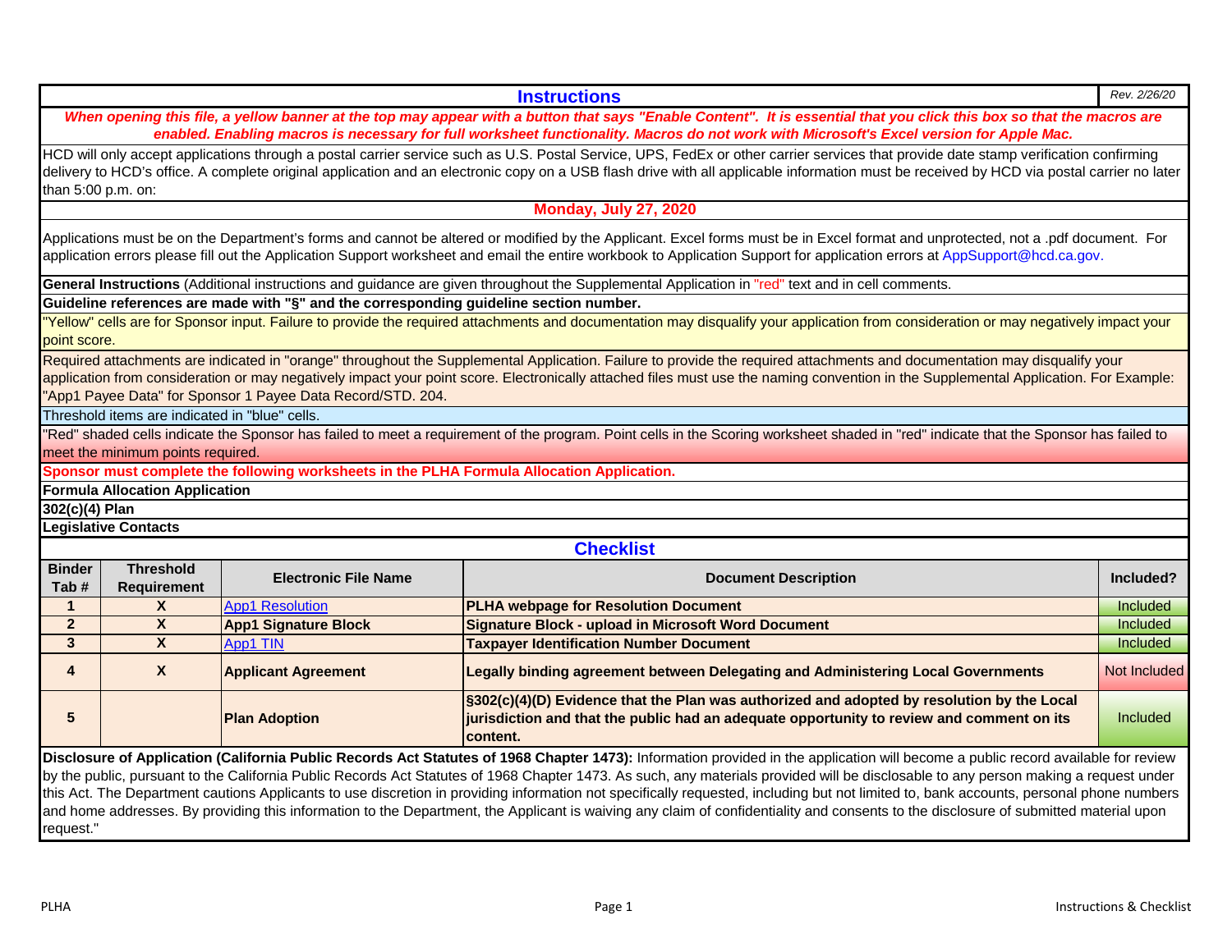# Instructions

Rev. 2/26/20

***When opening this file, a yellow banner at the top may appear with a button that says "Enable Content". It is essential that you click this box so that the macros are enabled. Enabling macros is necessary for full worksheet functionality. Macros do not work with Microsoft's Excel version for Apple Mac.***

HCD will only accept applications through a postal carrier service such as U.S. Postal Service, UPS, FedEx or other carrier services that provide date stamp verification confirming delivery to HCD's office. A complete original application and an electronic copy on a USB flash drive with all applicable information must be received by HCD via postal carrier no later than 5:00 p.m. on:

**Monday, July 27, 2020**

Applications must be on the Department's forms and cannot be altered or modified by the Applicant. Excel forms must be in Excel format and unprotected, not a .pdf document. For application errors please fill out the Application Support worksheet and email the entire workbook to Application Support for application errors at AppSupport@hcd.ca.gov.

**General Instructions** (Additional instructions and guidance are given throughout the Supplemental Application in "red" text and in cell comments.

**Guideline references are made with "§" and the corresponding guideline section number.**

"Yellow" cells are for Sponsor input. Failure to provide the required attachments and documentation may disqualify your application from consideration or may negatively impact your point score.

Required attachments are indicated in "orange" throughout the Supplemental Application. Failure to provide the required attachments and documentation may disqualify your application from consideration or may negatively impact your point score. Electronically attached files must use the naming convention in the Supplemental Application. For Example: "App1 Payee Data" for Sponsor 1 Payee Data Record/STD. 204.

Threshold items are indicated in "blue" cells.

"Red" shaded cells indicate the Sponsor has failed to meet a requirement of the program. Point cells in the Scoring worksheet shaded in "red" indicate that the Sponsor has failed to meet the minimum points required.

**Sponsor must complete the following worksheets in the PLHA Formula Allocation Application.**

**Formula Allocation Application**

**302(c)(4) Plan**

**Legislative Contacts**

## Checklist

| Binder Tab # | Threshold Requirement | Electronic File Name | Document Description | Included? |
|---|---|---|---|---|
| **1** | **X** | App1 Resolution | **PLHA webpage for Resolution Document** | Included |
| **2** | **X** | **App1 Signature Block** | **Signature Block - upload in Microsoft Word Document** | Included |
| **3** | **X** | App1 TIN | **Taxpayer Identification Number Document** | Included |
| **4** | **X** | **Applicant Agreement** | **Legally binding agreement between Delegating and Administering Local Governments** | Not Included |
| **5** | | **Plan Adoption** | **§302(c)(4)(D) Evidence that the Plan was authorized and adopted by resolution by the Local jurisdiction and that the public had an adequate opportunity to review and comment on its content.** | Included |

**Disclosure of Application (California Public Records Act Statutes of 1968 Chapter 1473):** Information provided in the application will become a public record available for review by the public, pursuant to the California Public Records Act Statutes of 1968 Chapter 1473. As such, any materials provided will be disclosable to any person making a request under this Act. The Department cautions Applicants to use discretion in providing information not specifically requested, including but not limited to, bank accounts, personal phone numbers and home addresses. By providing this information to the Department, the Applicant is waiving any claim of confidentiality and consents to the disclosure of submitted material upon request."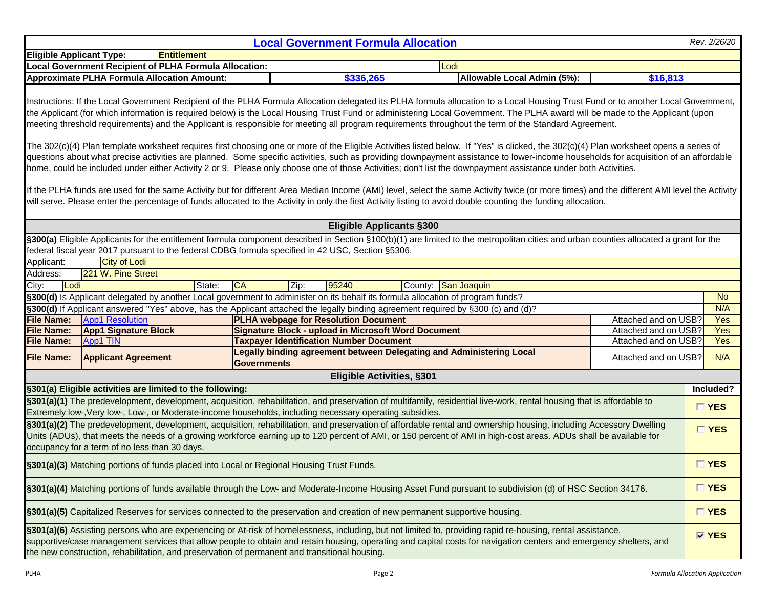## Local Government Formula Allocation

*Rev. 2/26/20*

| | | | |
|---|---|---|---|
| **Eligible Applicant Type:** | **Entitlement** | | |
| **Local Government Recipient of PLHA Formula Allocation:** | | Lodi | |
| **Approximate PLHA Formula Allocation Amount:** | **$336,265** | **Allowable Local Admin (5%):** | **$16,813** |

Instructions: If the Local Government Recipient of the PLHA Formula Allocation delegated its PLHA formula allocation to a Local Housing Trust Fund or to another Local Government, the Applicant (for which information is required below) is the Local Housing Trust Fund or administering Local Government. The PLHA award will be made to the Applicant (upon meeting threshold requirements) and the Applicant is responsible for meeting all program requirements throughout the term of the Standard Agreement.

The 302(c)(4) Plan template worksheet requires first choosing one or more of the Eligible Activities listed below. If "Yes" is clicked, the 302(c)(4) Plan worksheet opens a series of questions about what precise activities are planned. Some specific activities, such as providing downpayment assistance to lower-income households for acquisition of an affordable home, could be included under either Activity 2 or 9. Please only choose one of those Activities; don't list the downpayment assistance under both Activities.

If the PLHA funds are used for the same Activity but for different Area Median Income (AMI) level, select the same Activity twice (or more times) and the different AMI level the Activity will serve. Please enter the percentage of funds allocated to the Activity in only the first Activity listing to avoid double counting the funding allocation.

### Eligible Applicants §300

**§300(a)** Eligible Applicants for the entitlement formula component described in Section §100(b)(1) are limited to the metropolitan cities and urban counties allocated a grant for the federal fiscal year 2017 pursuant to the federal CDBG formula specified in 42 USC, Section §5306.

| | |
|---|---|
| Applicant: | City of Lodi |
| Address: | 221 W. Pine Street |
| City: | Lodi |
| State: | CA |
| Zip: | 95240 |
| County: | San Joaquin |

| Question | Answer |
|---|---|
| **§300(d)** Is Applicant delegated by another Local government to administer on its behalf its formula allocation of program funds? | No |
| **§300(d)** If Applicant answered "Yes" above, has the Applicant attached the legally binding agreement required by §300 (c) and (d)? | N/A |

| File Name | | Document | | |
|---|---|---|---|---|
| **File Name:** | App1 Resolution | **PLHA webpage for Resolution Document** | Attached and on USB? | Yes |
| **File Name:** | **App1 Signature Block** | **Signature Block - upload in Microsoft Word Document** | Attached and on USB? | Yes |
| **File Name:** | App1 TIN | **Taxpayer Identification Number Document** | Attached and on USB? | Yes |
| **File Name:** | **Applicant Agreement** | **Legally binding agreement between Delegating and Administering Local Governments** | Attached and on USB? | N/A |

### Eligible Activities, §301

| **§301(a) Eligible activities are limited to the following:** | **Included?** |
|---|---|
| **§301(a)(1)** The predevelopment, development, acquisition, rehabilitation, and preservation of multifamily, residential live-work, rental housing that is affordable to Extremely low-,Very low-, Low-, or Moderate-income households, including necessary operating subsidies. | ☐ **YES** |
| **§301(a)(2)** The predevelopment, development, acquisition, rehabilitation, and preservation of affordable rental and ownership housing, including Accessory Dwelling Units (ADUs), that meets the needs of a growing workforce earning up to 120 percent of AMI, or 150 percent of AMI in high-cost areas. ADUs shall be available for occupancy for a term of no less than 30 days. | ☐ **YES** |
| **§301(a)(3)** Matching portions of funds placed into Local or Regional Housing Trust Funds. | ☐ **YES** |
| **§301(a)(4)** Matching portions of funds available through the Low- and Moderate-Income Housing Asset Fund pursuant to subdivision (d) of HSC Section 34176. | ☐ **YES** |
| **§301(a)(5)** Capitalized Reserves for services connected to the preservation and creation of new permanent supportive housing. | ☐ **YES** |
| **§301(a)(6)** Assisting persons who are experiencing or At-risk of homelessness, including, but not limited to, providing rapid re-housing, rental assistance, supportive/case management services that allow people to obtain and retain housing, operating and capital costs for navigation centers and emergency shelters, and the new construction, rehabilitation, and preservation of permanent and transitional housing. | ☑ **YES** |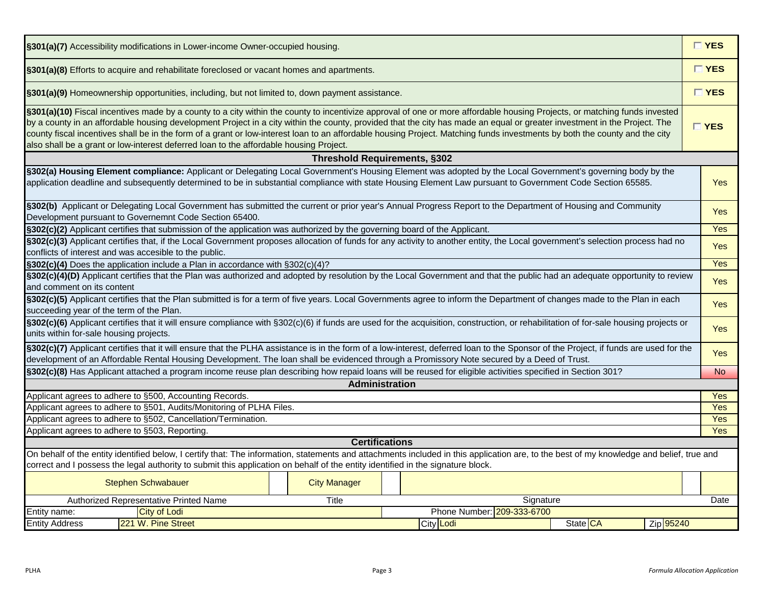| | |
|---|---|
| **§301(a)(7)** Accessibility modifications in Lower-income Owner-occupied housing. | ☐ **YES** |
| **§301(a)(8)** Efforts to acquire and rehabilitate foreclosed or vacant homes and apartments. | ☐ **YES** |
| **§301(a)(9)** Homeownership opportunities, including, but not limited to, down payment assistance. | ☐ **YES** |
| **§301(a)(10)** Fiscal incentives made by a county to a city within the county to incentivize approval of one or more affordable housing Projects, or matching funds invested by a county in an affordable housing development Project in a city within the county, provided that the city has made an equal or greater investment in the Project. The county fiscal incentives shall be in the form of a grant or low-interest loan to an affordable housing Project. Matching funds investments by both the county and the city also shall be a grant or low-interest deferred loan to the affordable housing Project. | ☐ **YES** |

**Threshold Requirements, §302**

| | |
|---|---|
| **§302(a) Housing Element compliance:** Applicant or Delegating Local Government's Housing Element was adopted by the Local Government's governing body by the application deadline and subsequently determined to be in substantial compliance with state Housing Element Law pursuant to Government Code Section 65585. | Yes |
| **§302(b)** Applicant or Delegating Local Government has submitted the current or prior year's Annual Progress Report to the Department of Housing and Community Development pursuant to Governemnt Code Section 65400. | Yes |
| **§302(c)(2)** Applicant certifies that submission of the application was authorized by the governing board of the Applicant. | Yes |
| **§302(c)(3)** Applicant certifies that, if the Local Government proposes allocation of funds for any activity to another entity, the Local government's selection process had no conflicts of interest and was accesible to the public. | Yes |
| **§302(c)(4)** Does the application include a Plan in accordance with §302(c)(4)? | Yes |
| **§302(c)(4)(D)** Applicant certifies that the Plan was authorized and adopted by resolution by the Local Government and that the public had an adequate opportunity to review and comment on its content | Yes |
| **§302(c)(5)** Applicant certifies that the Plan submitted is for a term of five years. Local Governments agree to inform the Department of changes made to the Plan in each succeeding year of the term of the Plan. | Yes |
| **§302(c)(6)** Applicant certifies that it will ensure compliance with §302(c)(6) if funds are used for the acquisition, construction, or rehabilitation of for-sale housing projects or units within for-sale housing projects. | Yes |
| **§302(c)(7)** Applicant certifies that it will ensure that the PLHA assistance is in the form of a low-interest, deferred loan to the Sponsor of the Project, if funds are used for the development of an Affordable Rental Housing Development. The loan shall be evidenced through a Promissory Note secured by a Deed of Trust. | Yes |
| **§302(c)(8)** Has Applicant attached a program income reuse plan describing how repaid loans will be reused for eligible activities specified in Section 301? | No |

**Administration**

| | |
|---|---|
| Applicant agrees to adhere to §500, Accounting Records. | Yes |
| Applicant agrees to adhere to §501, Audits/Monitoring of PLHA Files. | Yes |
| Applicant agrees to adhere to §502, Cancellation/Termination. | Yes |
| Applicant agrees to adhere to §503, Reporting. | Yes |

**Certifications**

On behalf of the entity identified below, I certify that: The information, statements and attachments included in this application are, to the best of my knowledge and belief, true and correct and I possess the legal authority to submit this application on behalf of the entity identified in the signature block.

| Authorized Representative Printed Name | Title | Signature | Date |
|---|---|---|---|
| Stephen Schwabauer | City Manager | | |

| | | | |
|---|---|---|---|
| Entity name: | City of Lodi | Phone Number: | 209-333-6700 |
| Entity Address | 221 W. Pine Street | City | Lodi |
| State | CA | Zip | 95240 |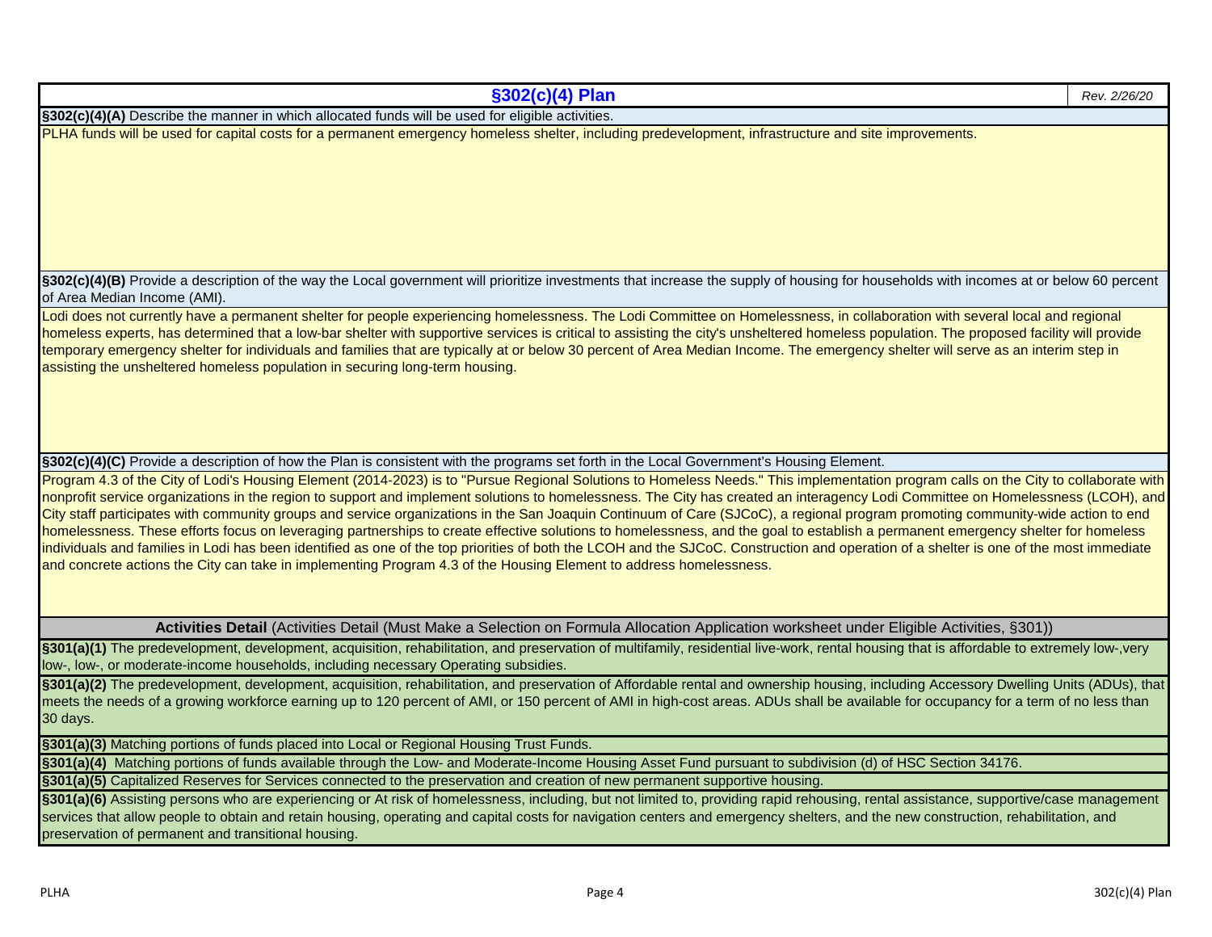## §302(c)(4) Plan

*Rev. 2/26/20*

**§302(c)(4)(A)** Describe the manner in which allocated funds will be used for eligible activities.

PLHA funds will be used for capital costs for a permanent emergency homeless shelter, including predevelopment, infrastructure and site improvements.

**§302(c)(4)(B)** Provide a description of the way the Local government will prioritize investments that increase the supply of housing for households with incomes at or below 60 percent of Area Median Income (AMI).

Lodi does not currently have a permanent shelter for people experiencing homelessness. The Lodi Committee on Homelessness, in collaboration with several local and regional homeless experts, has determined that a low-bar shelter with supportive services is critical to assisting the city's unsheltered homeless population. The proposed facility will provide temporary emergency shelter for individuals and families that are typically at or below 30 percent of Area Median Income. The emergency shelter will serve as an interim step in assisting the unsheltered homeless population in securing long-term housing.

**§302(c)(4)(C)** Provide a description of how the Plan is consistent with the programs set forth in the Local Government's Housing Element.

Program 4.3 of the City of Lodi's Housing Element (2014-2023) is to "Pursue Regional Solutions to Homeless Needs." This implementation program calls on the City to collaborate with nonprofit service organizations in the region to support and implement solutions to homelessness. The City has created an interagency Lodi Committee on Homelessness (LCOH), and City staff participates with community groups and service organizations in the San Joaquin Continuum of Care (SJCoC), a regional program promoting community-wide action to end homelessness. These efforts focus on leveraging partnerships to create effective solutions to homelessness, and the goal to establish a permanent emergency shelter for homeless individuals and families in Lodi has been identified as one of the top priorities of both the LCOH and the SJCoC. Construction and operation of a shelter is one of the most immediate and concrete actions the City can take in implementing Program 4.3 of the Housing Element to address homelessness.

**Activities Detail** (Activities Detail (Must Make a Selection on Formula Allocation Application worksheet under Eligible Activities, §301))

**§301(a)(1)** The predevelopment, development, acquisition, rehabilitation, and preservation of multifamily, residential live-work, rental housing that is affordable to extremely low-,very low-, low-, or moderate-income households, including necessary Operating subsidies.

**§301(a)(2)** The predevelopment, development, acquisition, rehabilitation, and preservation of Affordable rental and ownership housing, including Accessory Dwelling Units (ADUs), that meets the needs of a growing workforce earning up to 120 percent of AMI, or 150 percent of AMI in high-cost areas. ADUs shall be available for occupancy for a term of no less than 30 days.

**§301(a)(3)** Matching portions of funds placed into Local or Regional Housing Trust Funds.

**§301(a)(4)** Matching portions of funds available through the Low- and Moderate-Income Housing Asset Fund pursuant to subdivision (d) of HSC Section 34176.

**§301(a)(5)** Capitalized Reserves for Services connected to the preservation and creation of new permanent supportive housing.

**§301(a)(6)** Assisting persons who are experiencing or At risk of homelessness, including, but not limited to, providing rapid rehousing, rental assistance, supportive/case management services that allow people to obtain and retain housing, operating and capital costs for navigation centers and emergency shelters, and the new construction, rehabilitation, and preservation of permanent and transitional housing.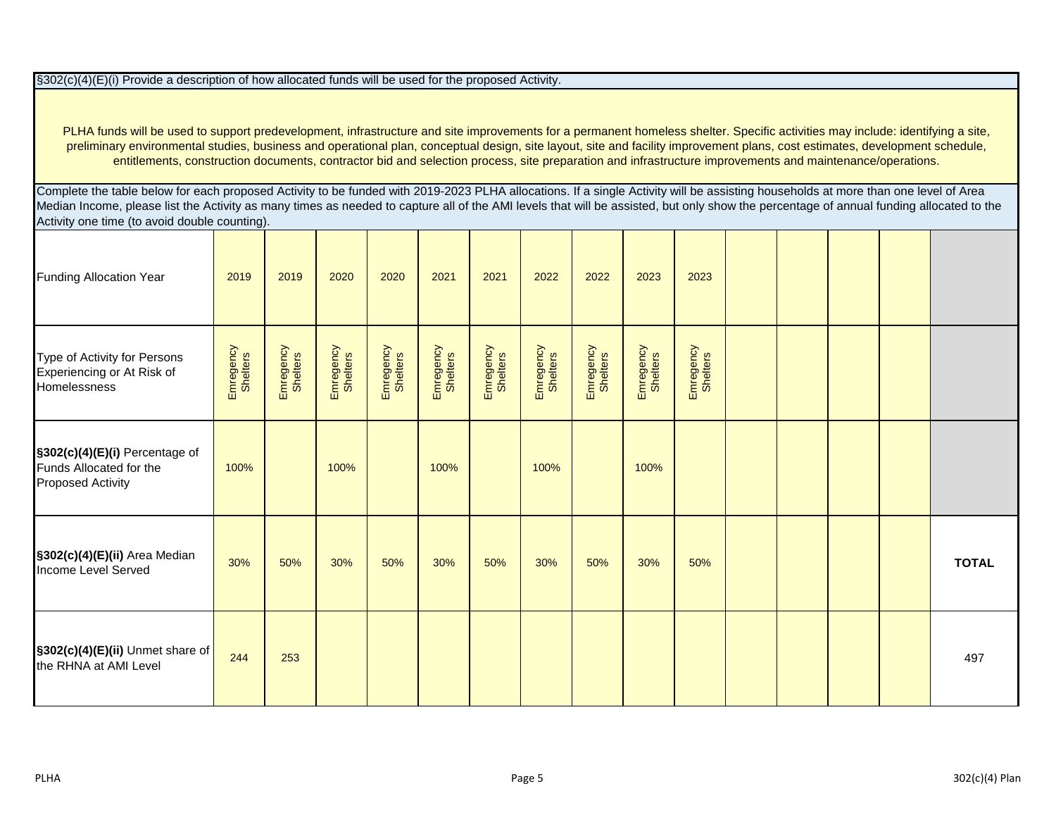§302(c)(4)(E)(i) Provide a description of how allocated funds will be used for the proposed Activity.

PLHA funds will be used to support predevelopment, infrastructure and site improvements for a permanent homeless shelter. Specific activities may include: identifying a site, preliminary environmental studies, business and operational plan, conceptual design, site layout, site and facility improvement plans, cost estimates, development schedule, entitlements, construction documents, contractor bid and selection process, site preparation and infrastructure improvements and maintenance/operations.

Complete the table below for each proposed Activity to be funded with 2019-2023 PLHA allocations. If a single Activity will be assisting households at more than one level of Area Median Income, please list the Activity as many times as needed to capture all of the AMI levels that will be assisted, but only show the percentage of annual funding allocated to the Activity one time (to avoid double counting).

| Funding Allocation Year | 2019 | 2019 | 2020 | 2020 | 2021 | 2021 | 2022 | 2022 | 2023 | 2023 | | | | | |
|---|---|---|---|---|---|---|---|---|---|---|---|---|---|---|---|
| Type of Activity for Persons Experiencing or At Risk of Homelessness | Emregency Shelters | Emregency Shelters | Emregency Shelters | Emregency Shelters | Emregency Shelters | Emregency Shelters | Emregency Shelters | Emregency Shelters | Emregency Shelters | Emregency Shelters | | | | | |
| **§302(c)(4)(E)(i)** Percentage of Funds Allocated for the Proposed Activity | 100% | | 100% | | 100% | | 100% | | 100% | | | | | | |
| **§302(c)(4)(E)(ii)** Area Median Income Level Served | 30% | 50% | 30% | 50% | 30% | 50% | 30% | 50% | 30% | 50% | | | | | **TOTAL** |
| **§302(c)(4)(E)(ii)** Unmet share of the RHNA at AMI Level | 244 | 253 | | | | | | | | | | | | | 497 |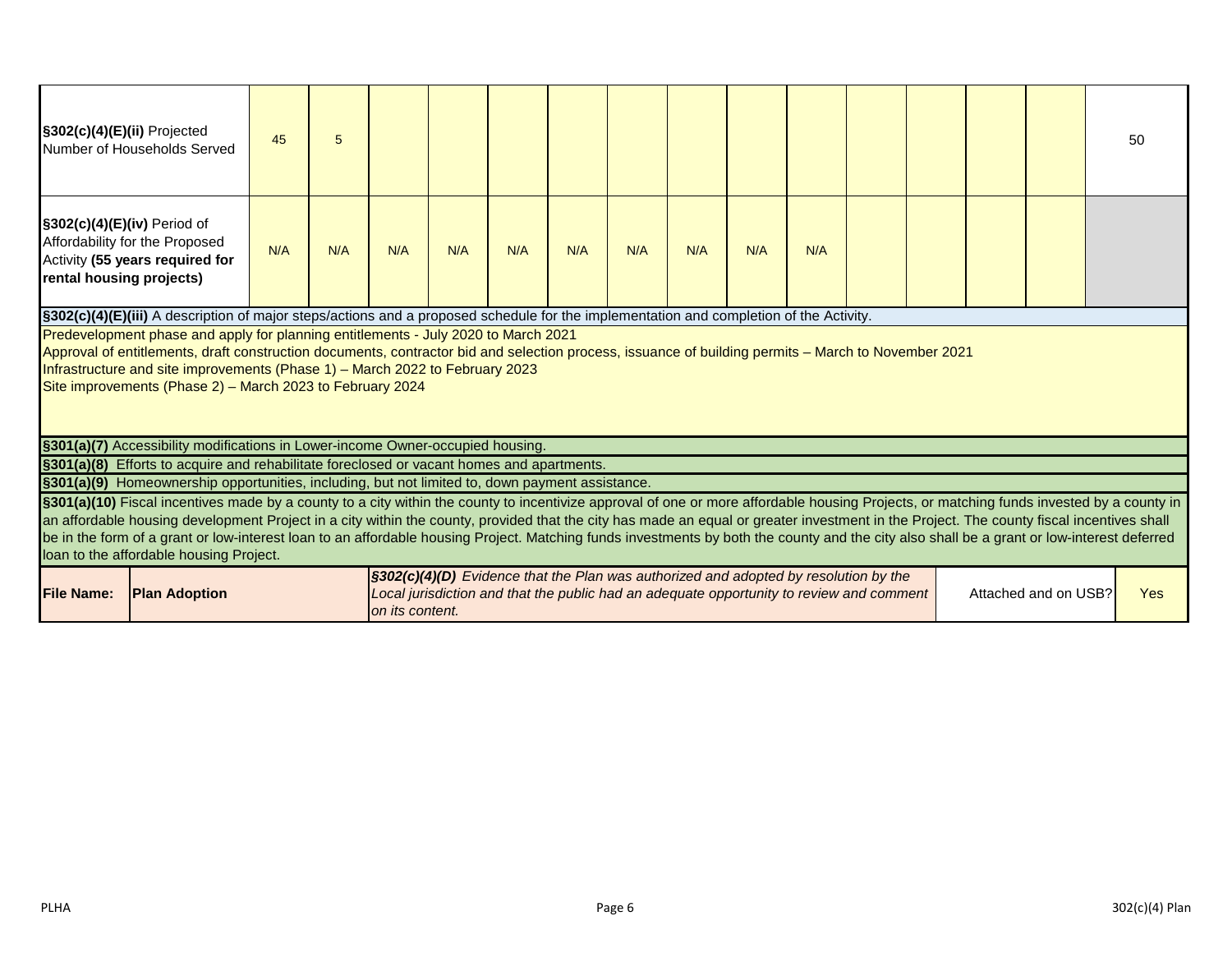| | | | | | | | | | | | | | | | | |
|---|---|---|---|---|---|---|---|---|---|---|---|---|---|---|---|---|
| **§302(c)(4)(E)(ii)** Projected Number of Households Served | 45 | 5 | | | | | | | | | | | | | | 50 |
| **§302(c)(4)(E)(iv)** Period of Affordability for the Proposed Activity **(55 years required for rental housing projects)** | N/A | N/A | N/A | N/A | N/A | N/A | N/A | N/A | N/A | N/A | | | | | | |

**§302(c)(4)(E)(iii)** A description of major steps/actions and a proposed schedule for the implementation and completion of the Activity.

Predevelopment phase and apply for planning entitlements - July 2020 to March 2021
Approval of entitlements, draft construction documents, contractor bid and selection process, issuance of building permits – March to November 2021
Infrastructure and site improvements (Phase 1) – March 2022 to February 2023
Site improvements (Phase 2) – March 2023 to February 2024

**§301(a)(7)** Accessibility modifications in Lower-income Owner-occupied housing.

**§301(a)(8)** Efforts to acquire and rehabilitate foreclosed or vacant homes and apartments.

**§301(a)(9)** Homeownership opportunities, including, but not limited to, down payment assistance.

**§301(a)(10)** Fiscal incentives made by a county to a city within the county to incentivize approval of one or more affordable housing Projects, or matching funds invested by a county in an affordable housing development Project in a city within the county, provided that the city has made an equal or greater investment in the Project. The county fiscal incentives shall be in the form of a grant or low-interest loan to an affordable housing Project. Matching funds investments by both the county and the city also shall be a grant or low-interest deferred loan to the affordable housing Project.

| **File Name:** | **Plan Adoption** | ***§302(c)(4)(D)*** *Evidence that the Plan was authorized and adopted by resolution by the Local jurisdiction and that the public had an adequate opportunity to review and comment on its content.* | Attached and on USB? | Yes |
|---|---|---|---|---|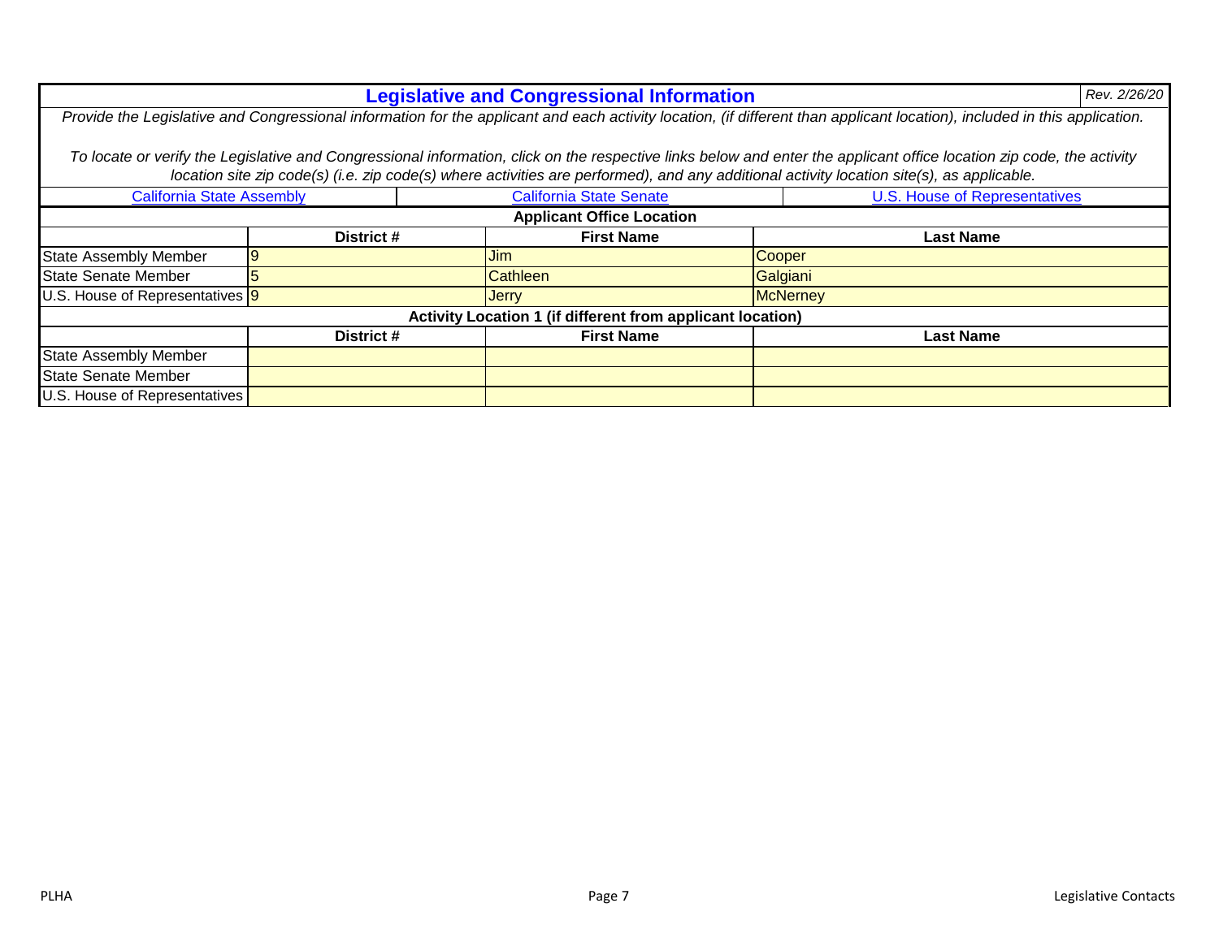## Legislative and Congressional Information

*Rev. 2/26/20*

*Provide the Legislative and Congressional information for the applicant and each activity location, (if different than applicant location), included in this application.*

*To locate or verify the Legislative and Congressional information, click on the respective links below and enter the applicant office location zip code, the activity location site zip code(s) (i.e. zip code(s) where activities are performed), and any additional activity location site(s), as applicable.*

California State Assembly | California State Senate | U.S. House of Representatives

**Applicant Office Location**

| | District # | First Name | Last Name |
|---|---|---|---|
| State Assembly Member | 9 | Jim | Cooper |
| State Senate Member | 5 | Cathleen | Galgiani |
| U.S. House of Representatives | 9 | Jerry | McNerney |

**Activity Location 1 (if different from applicant location)**

| | District # | First Name | Last Name |
|---|---|---|---|
| State Assembly Member | | | |
| State Senate Member | | | |
| U.S. House of Representatives | | | |